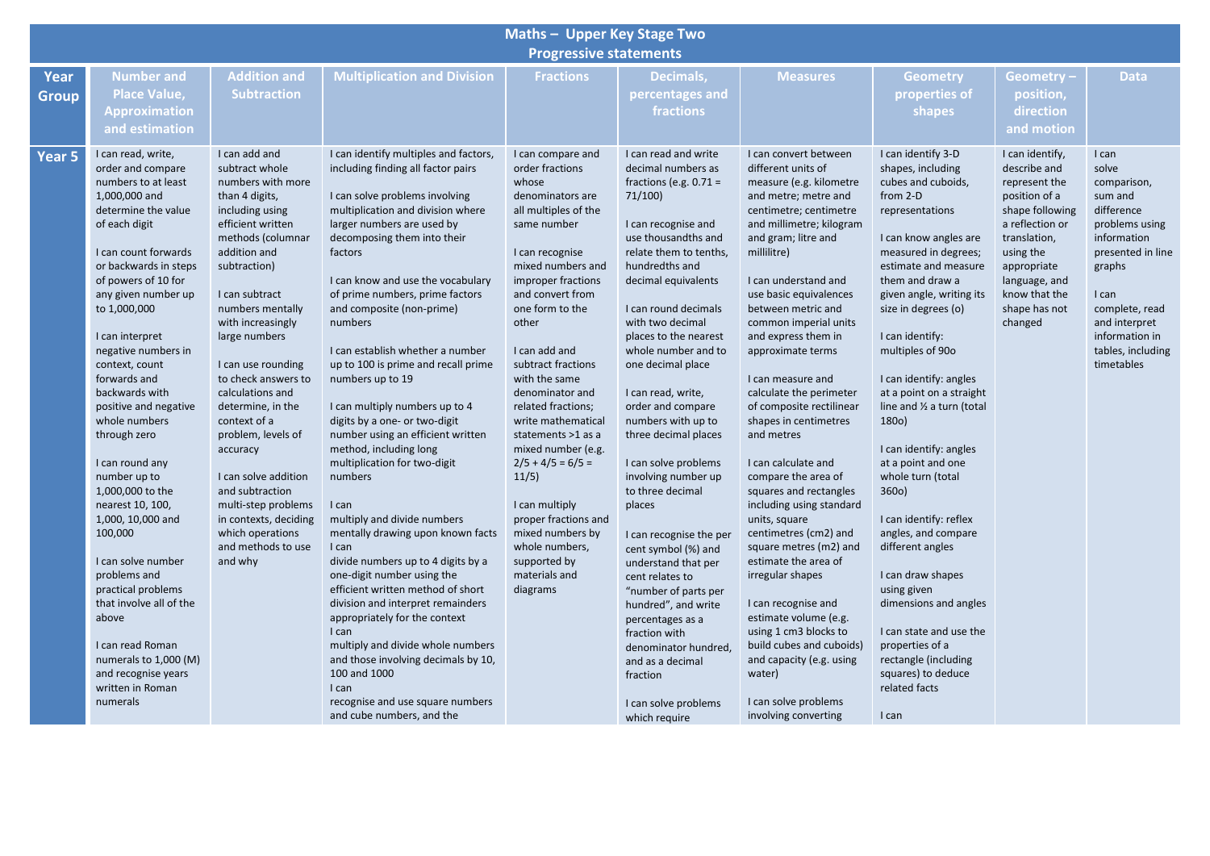# Maths – Upper Key Stage Two
## Progressive statements

| Year Group | Number and Place Value, Approximation and estimation | Addition and Subtraction | Multiplication and Division | Fractions | Decimals, percentages and fractions | Measures | Geometry properties of shapes | Geometry – position, direction and motion | Data |
|---|---|---|---|---|---|---|---|---|---|
| Year 5 | I can read, write, order and compare numbers to at least 1,000,000 and determine the value of each digit<br><br>I can count forwards or backwards in steps of powers of 10 for any given number up to 1,000,000<br><br>I can interpret negative numbers in context, count forwards and backwards with positive and negative whole numbers through zero<br><br>I can round any number up to 1,000,000 to the nearest 10, 100, 1,000, 10,000 and 100,000<br><br>I can solve number problems and practical problems that involve all of the above<br><br>I can read Roman numerals to 1,000 (M) and recognise years written in Roman numerals | I can add and subtract whole numbers with more than 4 digits, including using efficient written methods (columnar addition and subtraction)<br><br>I can subtract numbers mentally with increasingly large numbers<br><br>I can use rounding to check answers to calculations and determine, in the context of a problem, levels of accuracy<br><br>I can solve addition and subtraction multi-step problems in contexts, deciding which operations and methods to use and why | I can identify multiples and factors, including finding all factor pairs<br><br>I can solve problems involving multiplication and division where larger numbers are used by decomposing them into their factors<br><br>I can know and use the vocabulary of prime numbers, prime factors and composite (non-prime) numbers<br><br>I can establish whether a number up to 100 is prime and recall prime numbers up to 19<br><br>I can multiply numbers up to 4 digits by a one- or two-digit number using an efficient written method, including long multiplication for two-digit numbers<br><br>I can multiply and divide numbers mentally drawing upon known facts<br>I can divide numbers up to 4 digits by a one-digit number using the efficient written method of short division and interpret remainders appropriately for the context<br>I can multiply and divide whole numbers and those involving decimals by 10, 100 and 1000<br>I can recognise and use square numbers and cube numbers, and the | I can compare and order fractions whose denominators are all multiples of the same number<br><br>I can recognise mixed numbers and improper fractions and convert from one form to the other<br><br>I can add and subtract fractions with the same denominator and related fractions; write mathematical statements >1 as a mixed number (e.g. $2/5 + 4/5 = 6/5 = 11/5$)<br><br>I can multiply proper fractions and mixed numbers by whole numbers, supported by materials and diagrams | I can read and write decimal numbers as fractions (e.g. $0.71 = 71/100$)<br><br>I can recognise and use thousandths and relate them to tenths, hundredths and decimal equivalents<br><br>I can round decimals with two decimal places to the nearest whole number and to one decimal place<br><br>I can read, write, order and compare numbers with up to three decimal places<br><br>I can solve problems involving number up to three decimal places<br><br>I can recognise the per cent symbol (%) and understand that per cent relates to "number of parts per hundred", and write percentages as a fraction with denominator hundred, and as a decimal fraction<br><br>I can solve problems which require | I can convert between different units of measure (e.g. kilometre and metre; metre and centimetre; centimetre and millimetre; kilogram and gram; litre and millilitre)<br><br>I can understand and use basic equivalences between metric and common imperial units and express them in approximate terms<br><br>I can measure and calculate the perimeter of composite rectilinear shapes in centimetres and metres<br><br>I can calculate and compare the area of squares and rectangles including using standard units, square centimetres (cm2) and square metres (m2) and estimate the area of irregular shapes<br><br>I can recognise and estimate volume (e.g. using 1 cm3 blocks to build cubes and cuboids) and capacity (e.g. using water)<br><br>I can solve problems involving converting | I can identify 3-D shapes, including cubes and cuboids, from 2-D representations<br><br>I can know angles are measured in degrees; estimate and measure them and draw a given angle, writing its size in degrees (o)<br><br>I can identify: multiples of 90o<br><br>I can identify: angles at a point on a straight line and ½ a turn (total 180o)<br><br>I can identify: angles at a point and one whole turn (total 360o)<br><br>I can identify: reflex angles, and compare different angles<br><br>I can draw shapes using given dimensions and angles<br><br>I can state and use the properties of a rectangle (including squares) to deduce related facts<br><br>I can | I can identify, describe and represent the position of a shape following a reflection or translation, using the appropriate language, and know that the shape has not changed | I can solve comparison, sum and difference problems using information presented in line graphs<br><br>I can complete, read and interpret information in tables, including timetables |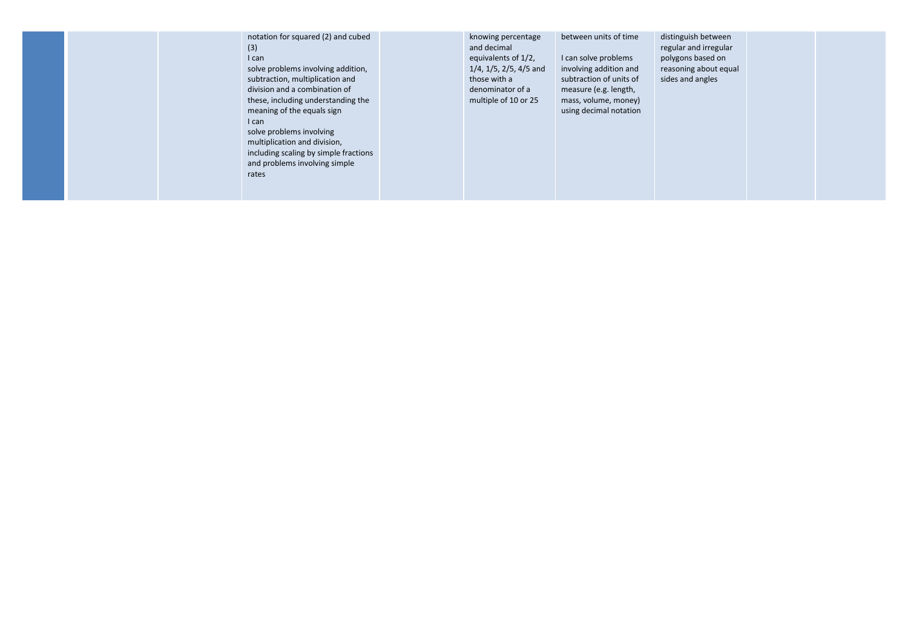| | | | | | | | | | |
|---|---|---|---|---|---|---|---|---|---|
| | | | notation for squared (2) and cubed (3)<br>I can<br>solve problems involving addition, subtraction, multiplication and division and a combination of these, including understanding the meaning of the equals sign<br>I can<br>solve problems involving multiplication and division, including scaling by simple fractions and problems involving simple rates | | knowing percentage and decimal equivalents of 1/2, 1/4, 1/5, 2/5, 4/5 and those with a denominator of a multiple of 10 or 25 | between units of time<br><br>I can solve problems involving addition and subtraction of units of measure (e.g. length, mass, volume, money) using decimal notation | distinguish between regular and irregular polygons based on reasoning about equal sides and angles | | |